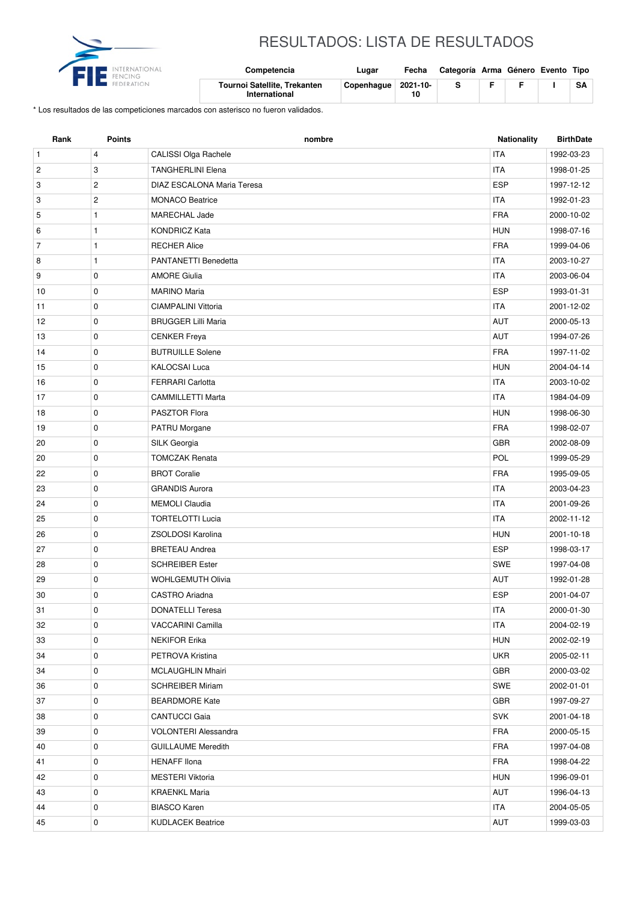# RESULTADOS: LISTA DE RESULTADOS

| Competencia | Lugar | Fecha | Categoría | Arma | Género | Evento | Tipo |
|---|---|---|---|---|---|---|---|
| Tournoi Satellite, Trekanten International | Copenhague | 2021-10-10 | S | F | F | I | SA |

* Los resultados de las competiciones marcados con asterisco no fueron validados.

| Rank | Points | nombre | Nationality | BirthDate |
|---|---|---|---|---|
| 1 | 4 | CALISSI Olga Rachele | ITA | 1992-03-23 |
| 2 | 3 | TANGHERLINI Elena | ITA | 1998-01-25 |
| 3 | 2 | DIAZ ESCALONA Maria Teresa | ESP | 1997-12-12 |
| 3 | 2 | MONACO Beatrice | ITA | 1992-01-23 |
| 5 | 1 | MARECHAL Jade | FRA | 2000-10-02 |
| 6 | 1 | KONDRICZ Kata | HUN | 1998-07-16 |
| 7 | 1 | RECHER Alice | FRA | 1999-04-06 |
| 8 | 1 | PANTANETTI Benedetta | ITA | 2003-10-27 |
| 9 | 0 | AMORE Giulia | ITA | 2003-06-04 |
| 10 | 0 | MARINO Maria | ESP | 1993-01-31 |
| 11 | 0 | CIAMPALINI Vittoria | ITA | 2001-12-02 |
| 12 | 0 | BRUGGER Lilli Maria | AUT | 2000-05-13 |
| 13 | 0 | CENKER Freya | AUT | 1994-07-26 |
| 14 | 0 | BUTRUILLE Solene | FRA | 1997-11-02 |
| 15 | 0 | KALOCSAI Luca | HUN | 2004-04-14 |
| 16 | 0 | FERRARI Carlotta | ITA | 2003-10-02 |
| 17 | 0 | CAMMILLETTI Marta | ITA | 1984-04-09 |
| 18 | 0 | PASZTOR Flora | HUN | 1998-06-30 |
| 19 | 0 | PATRU Morgane | FRA | 1998-02-07 |
| 20 | 0 | SILK Georgia | GBR | 2002-08-09 |
| 20 | 0 | TOMCZAK Renata | POL | 1999-05-29 |
| 22 | 0 | BROT Coralie | FRA | 1995-09-05 |
| 23 | 0 | GRANDIS Aurora | ITA | 2003-04-23 |
| 24 | 0 | MEMOLI Claudia | ITA | 2001-09-26 |
| 25 | 0 | TORTELOTTI Lucia | ITA | 2002-11-12 |
| 26 | 0 | ZSOLDOSI Karolina | HUN | 2001-10-18 |
| 27 | 0 | BRETEAU Andrea | ESP | 1998-03-17 |
| 28 | 0 | SCHREIBER Ester | SWE | 1997-04-08 |
| 29 | 0 | WOHLGEMUTH Olivia | AUT | 1992-01-28 |
| 30 | 0 | CASTRO Ariadna | ESP | 2001-04-07 |
| 31 | 0 | DONATELLI Teresa | ITA | 2000-01-30 |
| 32 | 0 | VACCARINI Camilla | ITA | 2004-02-19 |
| 33 | 0 | NEKIFOR Erika | HUN | 2002-02-19 |
| 34 | 0 | PETROVA Kristina | UKR | 2005-02-11 |
| 34 | 0 | MCLAUGHLIN Mhairi | GBR | 2000-03-02 |
| 36 | 0 | SCHREIBER Miriam | SWE | 2002-01-01 |
| 37 | 0 | BEARDMORE Kate | GBR | 1997-09-27 |
| 38 | 0 | CANTUCCI Gaia | SVK | 2001-04-18 |
| 39 | 0 | VOLONTERI Alessandra | FRA | 2000-05-15 |
| 40 | 0 | GUILLAUME Meredith | FRA | 1997-04-08 |
| 41 | 0 | HENAFF Ilona | FRA | 1998-04-22 |
| 42 | 0 | MESTERI Viktoria | HUN | 1996-09-01 |
| 43 | 0 | KRAENKL Maria | AUT | 1996-04-13 |
| 44 | 0 | BIASCO Karen | ITA | 2004-05-05 |
| 45 | 0 | KUDLACEK Beatrice | AUT | 1999-03-03 |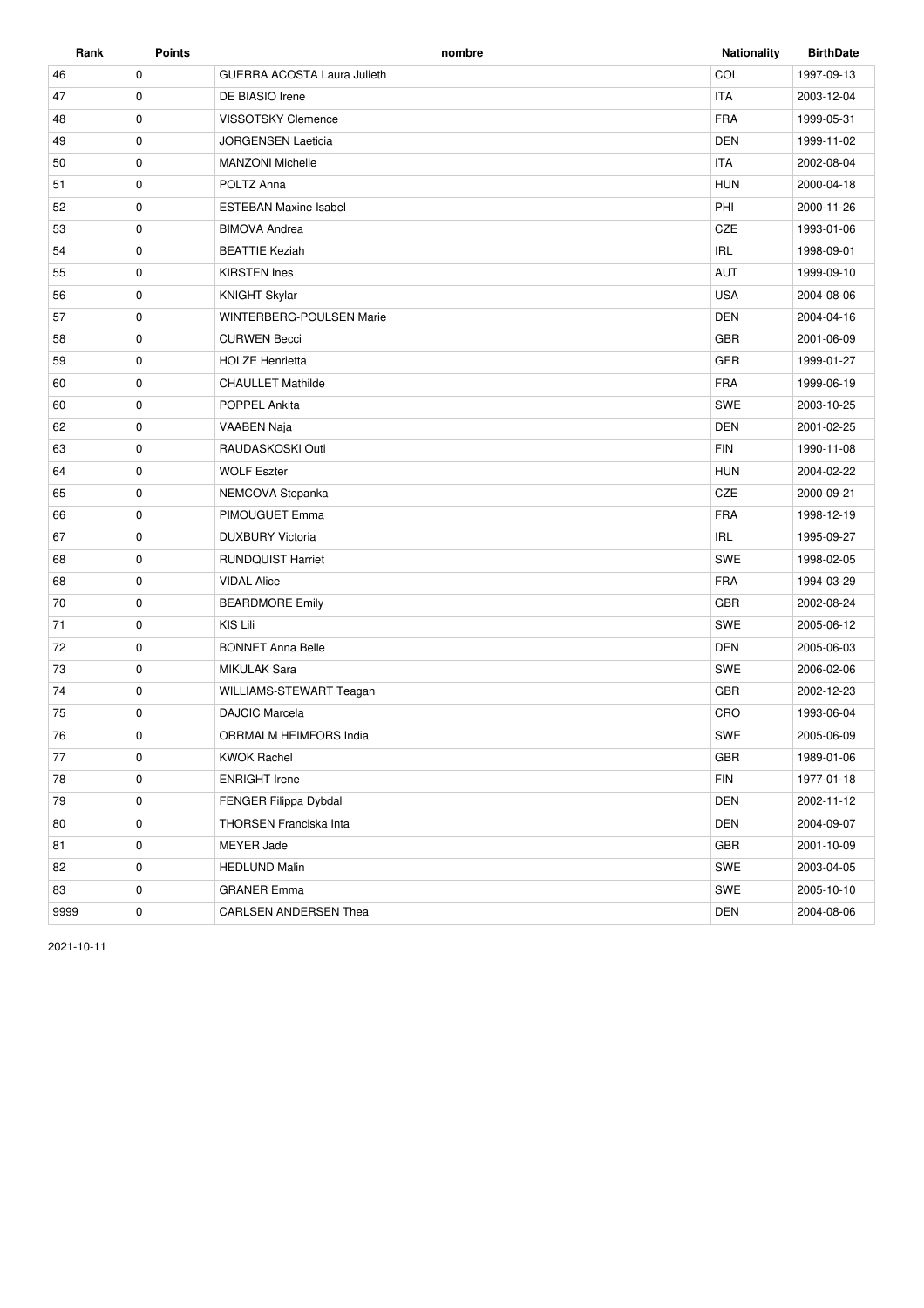| Rank | Points | nombre | Nationality | BirthDate |
| --- | --- | --- | --- | --- |
| 46 | 0 | GUERRA ACOSTA Laura Julieth | COL | 1997-09-13 |
| 47 | 0 | DE BIASIO Irene | ITA | 2003-12-04 |
| 48 | 0 | VISSOTSKY Clemence | FRA | 1999-05-31 |
| 49 | 0 | JORGENSEN Laeticia | DEN | 1999-11-02 |
| 50 | 0 | MANZONI Michelle | ITA | 2002-08-04 |
| 51 | 0 | POLTZ Anna | HUN | 2000-04-18 |
| 52 | 0 | ESTEBAN Maxine Isabel | PHI | 2000-11-26 |
| 53 | 0 | BIMOVA Andrea | CZE | 1993-01-06 |
| 54 | 0 | BEATTIE Keziah | IRL | 1998-09-01 |
| 55 | 0 | KIRSTEN Ines | AUT | 1999-09-10 |
| 56 | 0 | KNIGHT Skylar | USA | 2004-08-06 |
| 57 | 0 | WINTERBERG-POULSEN Marie | DEN | 2004-04-16 |
| 58 | 0 | CURWEN Becci | GBR | 2001-06-09 |
| 59 | 0 | HOLZE Henrietta | GER | 1999-01-27 |
| 60 | 0 | CHAULLET Mathilde | FRA | 1999-06-19 |
| 60 | 0 | POPPEL Ankita | SWE | 2003-10-25 |
| 62 | 0 | VAABEN Naja | DEN | 2001-02-25 |
| 63 | 0 | RAUDASKOSKI Outi | FIN | 1990-11-08 |
| 64 | 0 | WOLF Eszter | HUN | 2004-02-22 |
| 65 | 0 | NEMCOVA Stepanka | CZE | 2000-09-21 |
| 66 | 0 | PIMOUGUET Emma | FRA | 1998-12-19 |
| 67 | 0 | DUXBURY Victoria | IRL | 1995-09-27 |
| 68 | 0 | RUNDQUIST Harriet | SWE | 1998-02-05 |
| 68 | 0 | VIDAL Alice | FRA | 1994-03-29 |
| 70 | 0 | BEARDMORE Emily | GBR | 2002-08-24 |
| 71 | 0 | KIS Lili | SWE | 2005-06-12 |
| 72 | 0 | BONNET Anna Belle | DEN | 2005-06-03 |
| 73 | 0 | MIKULAK Sara | SWE | 2006-02-06 |
| 74 | 0 | WILLIAMS-STEWART Teagan | GBR | 2002-12-23 |
| 75 | 0 | DAJCIC Marcela | CRO | 1993-06-04 |
| 76 | 0 | ORRMALM HEIMFORS India | SWE | 2005-06-09 |
| 77 | 0 | KWOK Rachel | GBR | 1989-01-06 |
| 78 | 0 | ENRIGHT Irene | FIN | 1977-01-18 |
| 79 | 0 | FENGER Filippa Dybdal | DEN | 2002-11-12 |
| 80 | 0 | THORSEN Franciska Inta | DEN | 2004-09-07 |
| 81 | 0 | MEYER Jade | GBR | 2001-10-09 |
| 82 | 0 | HEDLUND Malin | SWE | 2003-04-05 |
| 83 | 0 | GRANER Emma | SWE | 2005-10-10 |
| 9999 | 0 | CARLSEN ANDERSEN Thea | DEN | 2004-08-06 |

2021-10-11